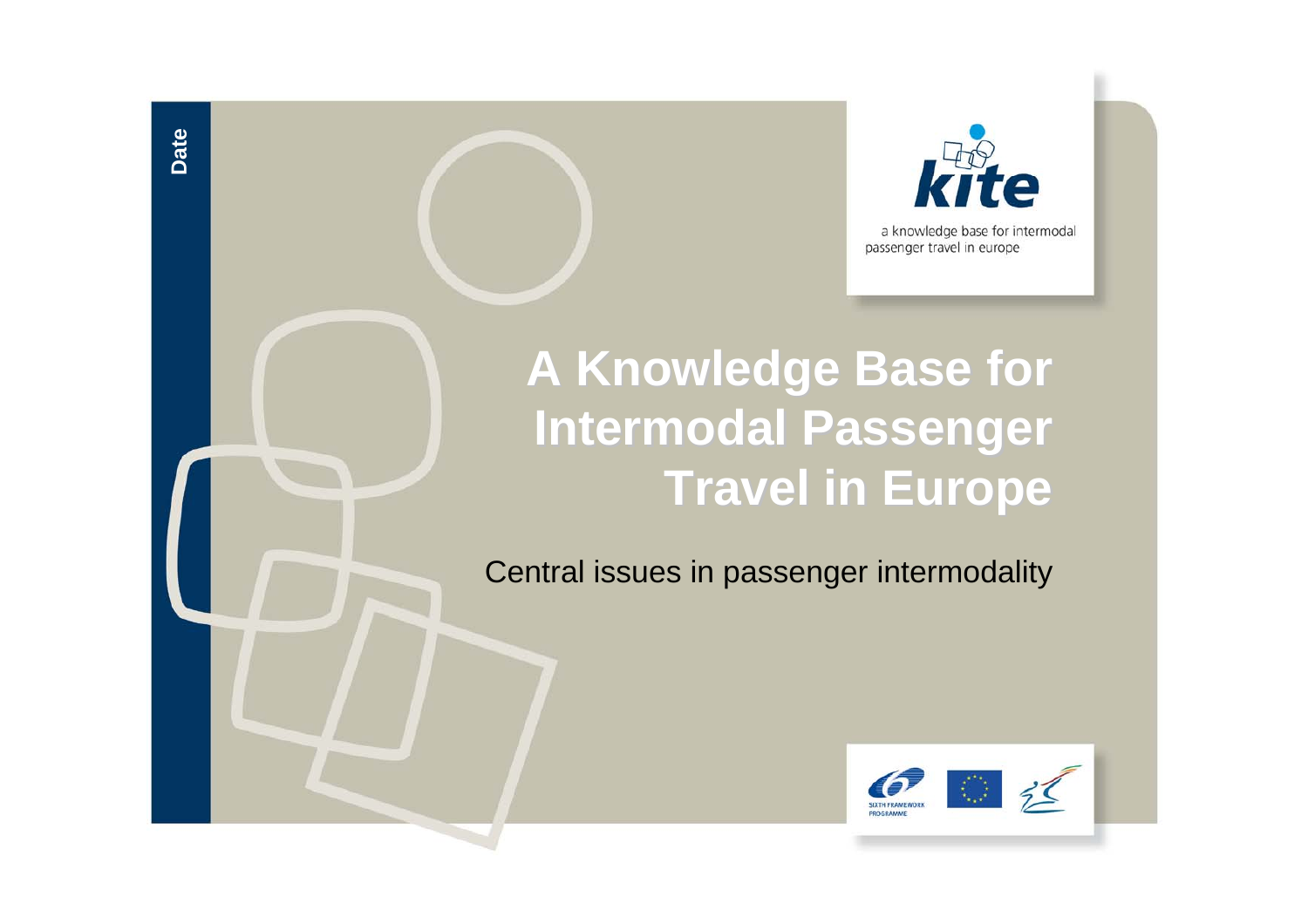Date

kite

a knowledge base for intermodal passenger travel in europe

# A Knowledge Base for Intermodal Passenger Travel in Europe

Central issues in passenger intermodality

SIXTH FRAMEWORK PROGRAMME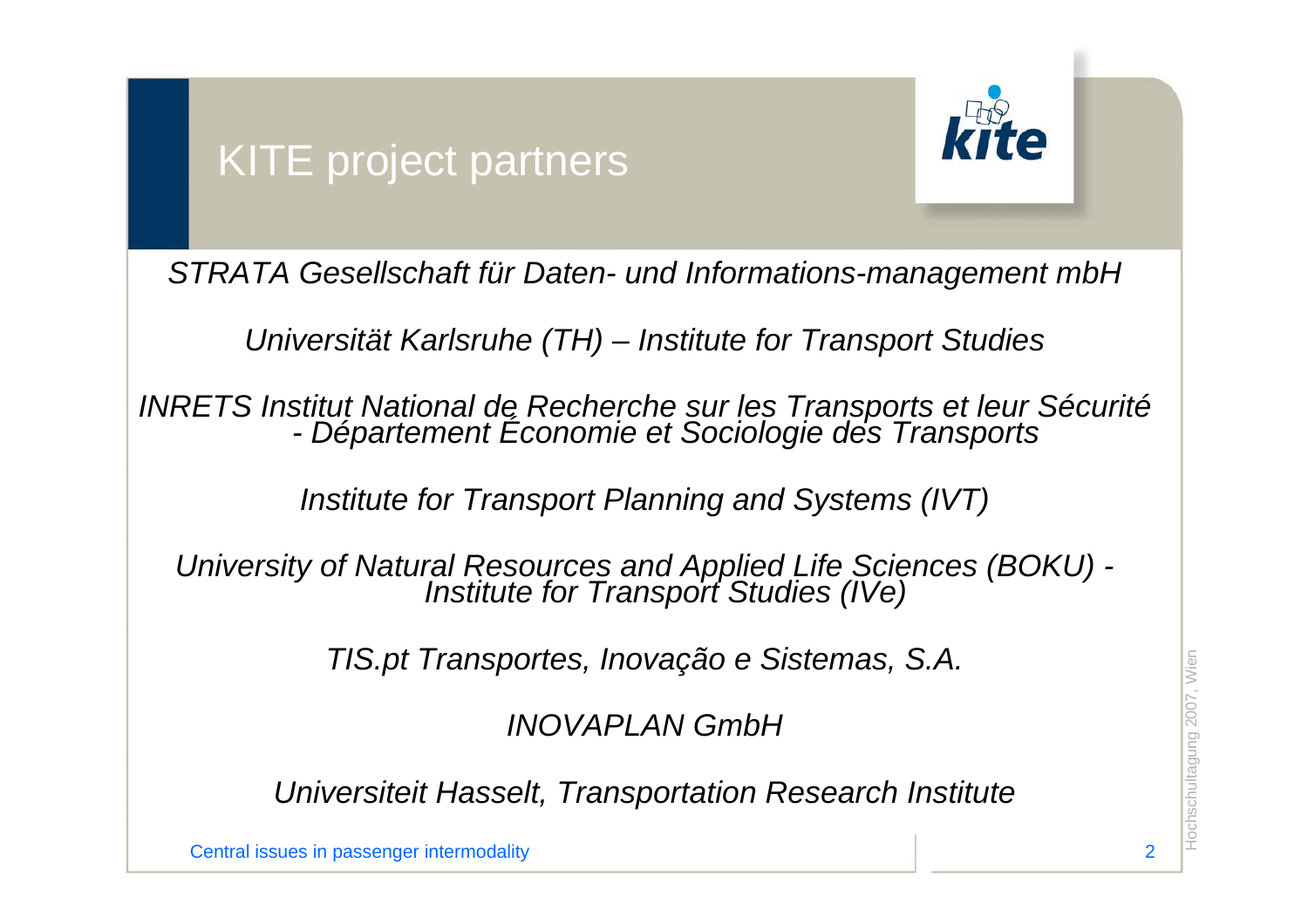# KITE project partners

*STRATA Gesellschaft für Daten- und Informations-management mbH*

*Universität Karlsruhe (TH) – Institute for Transport Studies*

*INRETS Institut National de Recherche sur les Transports et leur Sécurité - Département Économie et Sociologie des Transports*

*Institute for Transport Planning and Systems (IVT)*

*University of Natural Resources and Applied Life Sciences (BOKU) - Institute for Transport Studies (IVe)*

*TIS.pt Transportes, Inovação e Sistemas, S.A.*

*INOVAPLAN GmbH*

*Universiteit Hasselt, Transportation Research Institute*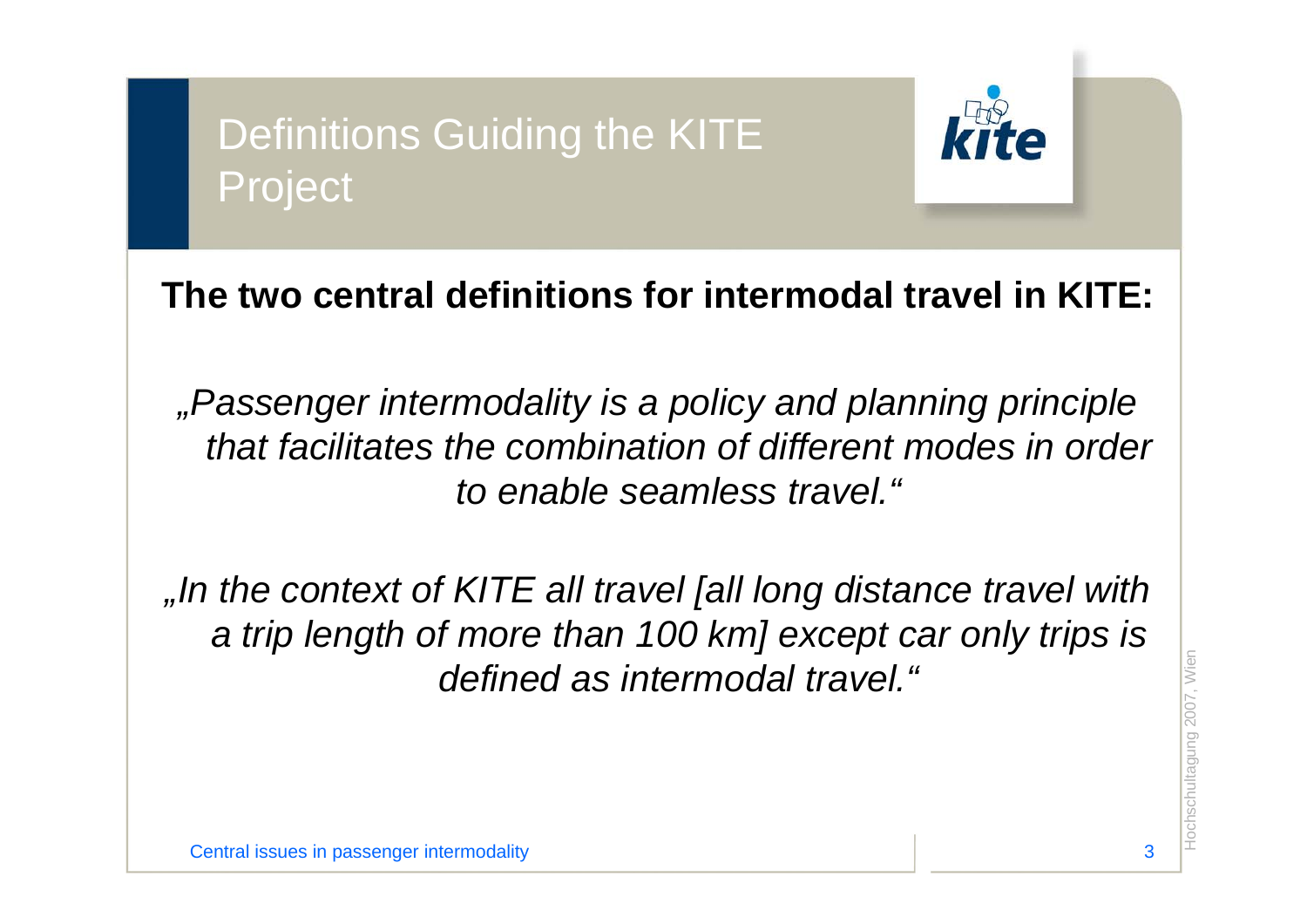# Definitions Guiding the KITE Project

**The two central definitions for intermodal travel in KITE:**

*„Passenger intermodality is a policy and planning principle that facilitates the combination of different modes in order to enable seamless travel.“*

*„In the context of KITE all travel [all long distance travel with a trip length of more than 100 km] except car only trips is defined as intermodal travel.“*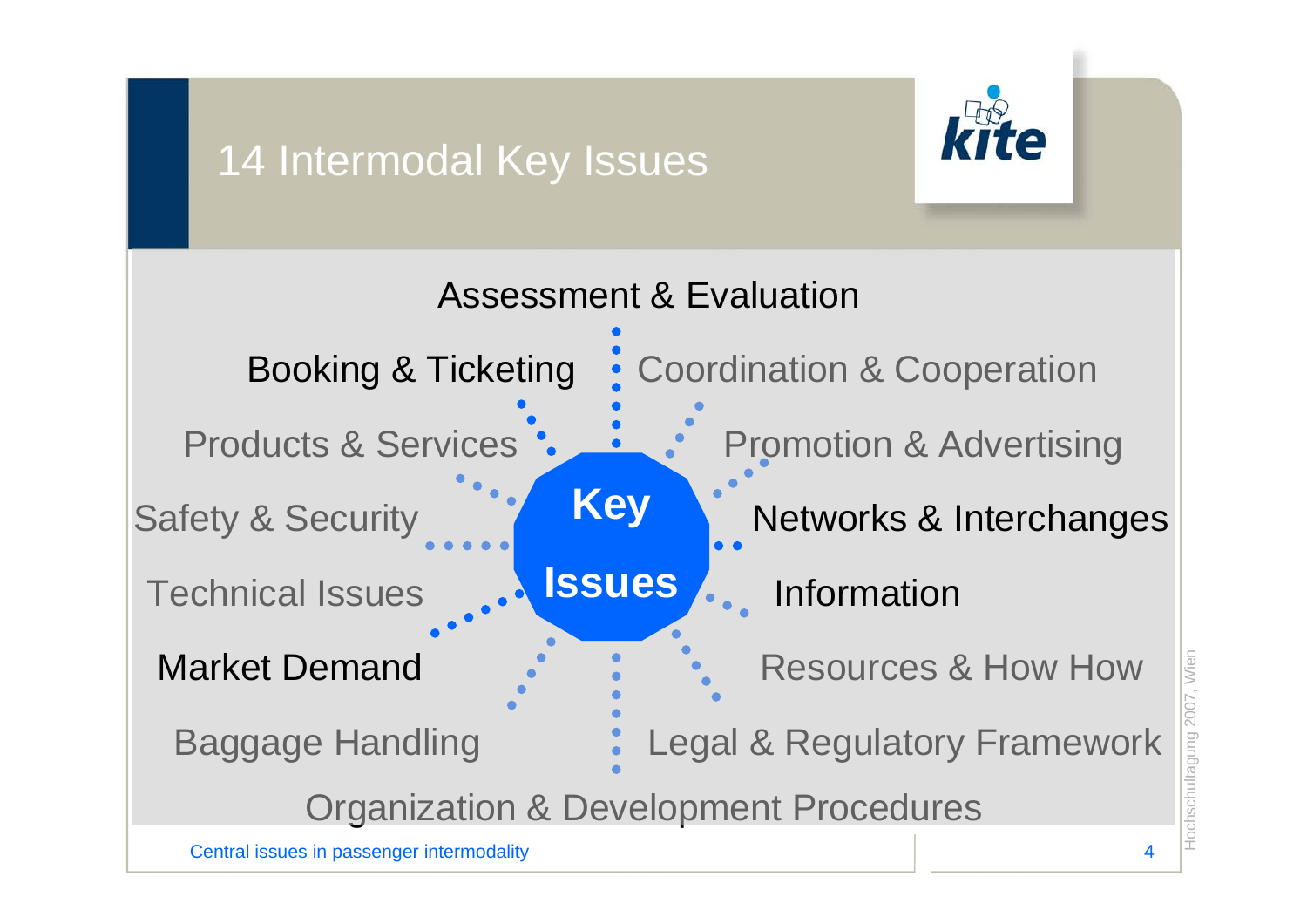# 14 Intermodal Key Issues

**Key Issues**

- Assessment & Evaluation
- Booking & Ticketing
- Coordination & Cooperation
- Products & Services
- Promotion & Advertising
- Safety & Security
- Networks & Interchanges
- Technical Issues
- Information
- Market Demand
- Resources & How How
- Baggage Handling
- Legal & Regulatory Framework
- Organization & Development Procedures

Central issues in passenger intermodality

Hochschultagung 2007, Wien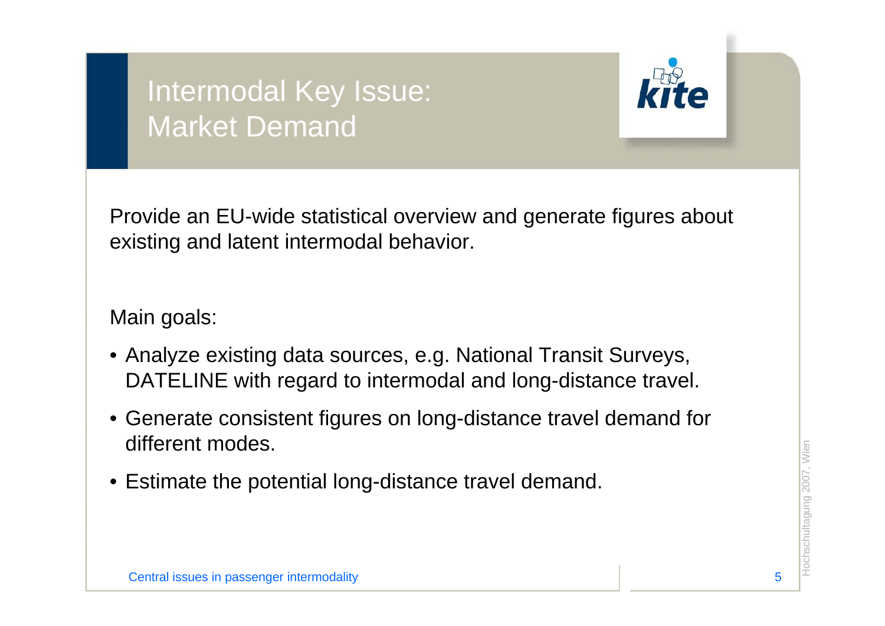# Intermodal Key Issue: Market Demand

Provide an EU-wide statistical overview and generate figures about existing and latent intermodal behavior.

Main goals:

- Analyze existing data sources, e.g. National Transit Surveys, DATELINE with regard to intermodal and long-distance travel.
- Generate consistent figures on long-distance travel demand for different modes.
- Estimate the potential long-distance travel demand.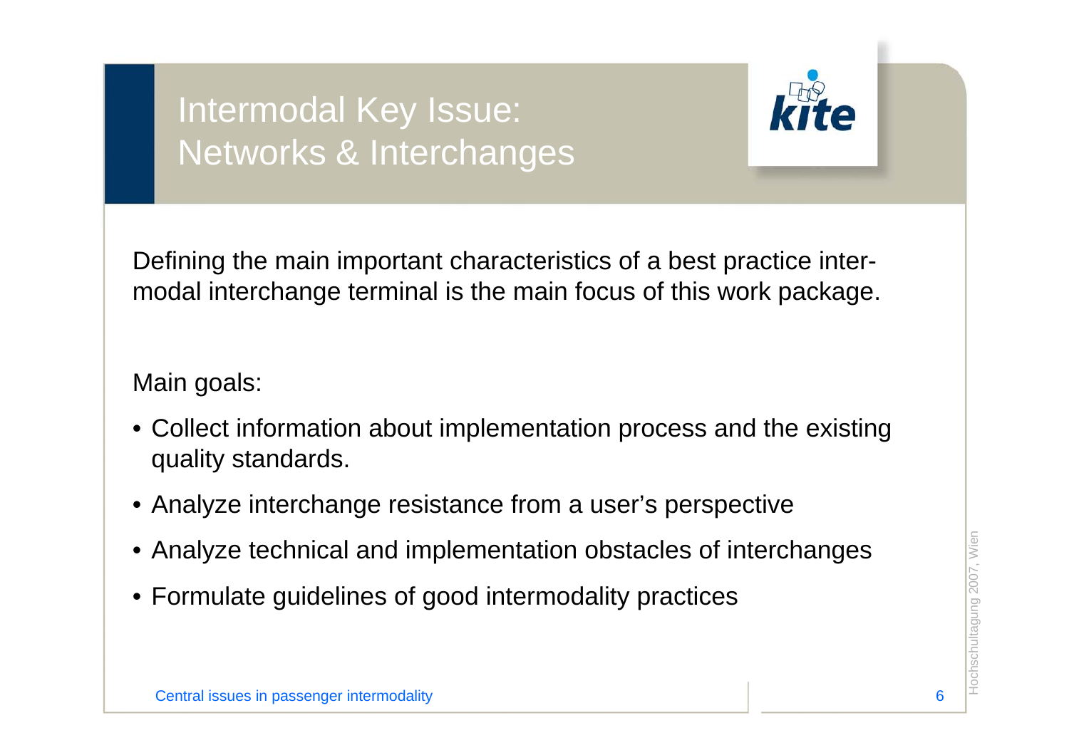# Intermodal Key Issue: Networks & Interchanges

Defining the main important characteristics of a best practice inter-modal interchange terminal is the main focus of this work package.

Main goals:

- Collect information about implementation process and the existing quality standards.
- Analyze interchange resistance from a user's perspective
- Analyze technical and implementation obstacles of interchanges
- Formulate guidelines of good intermodality practices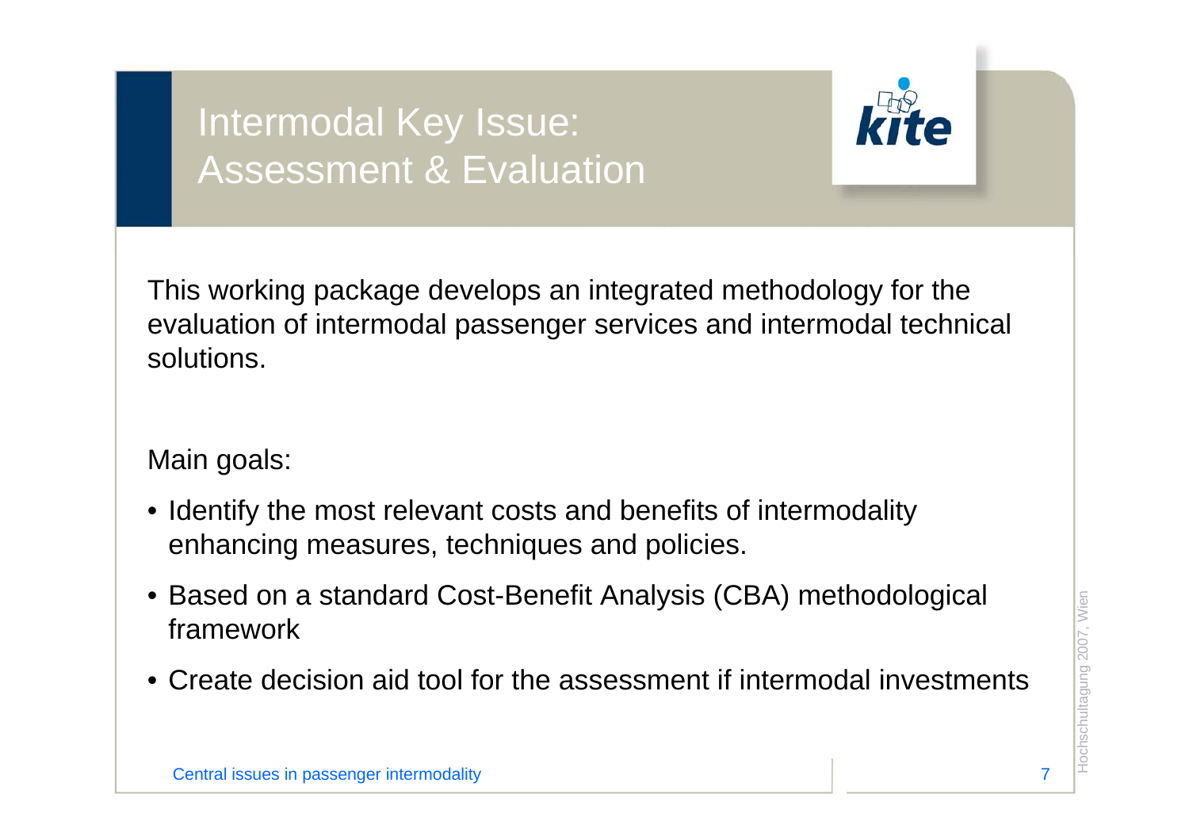# Intermodal Key Issue: Assessment & Evaluation

This working package develops an integrated methodology for the evaluation of intermodal passenger services and intermodal technical solutions.

Main goals:

- Identify the most relevant costs and benefits of intermodality enhancing measures, techniques and policies.
- Based on a standard Cost-Benefit Analysis (CBA) methodological framework
- Create decision aid tool for the assessment if intermodal investments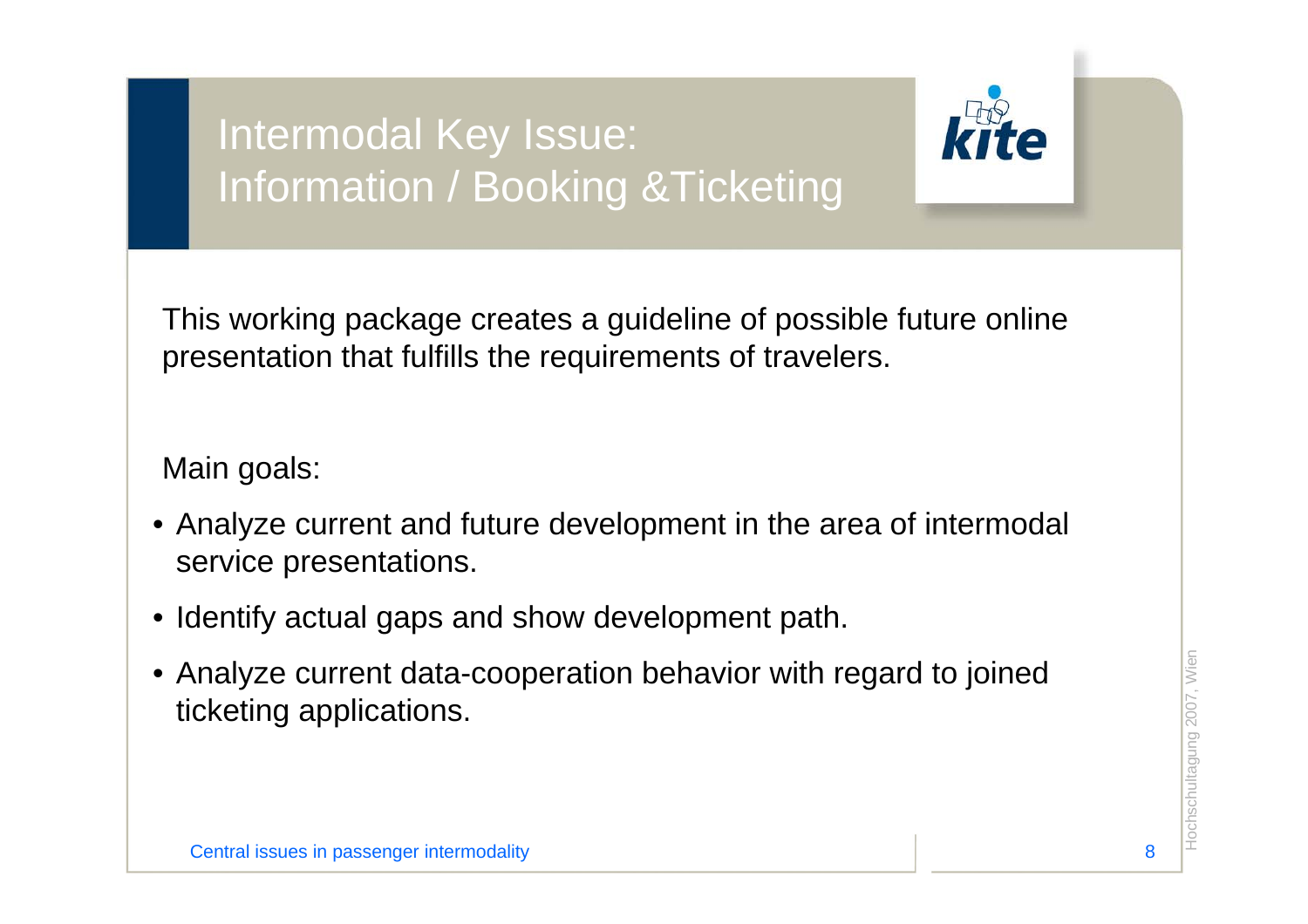# Intermodal Key Issue: Information / Booking &Ticketing

This working package creates a guideline of possible future online presentation that fulfills the requirements of travelers.

Main goals:

- Analyze current and future development in the area of intermodal service presentations.
- Identify actual gaps and show development path.
- Analyze current data-cooperation behavior with regard to joined ticketing applications.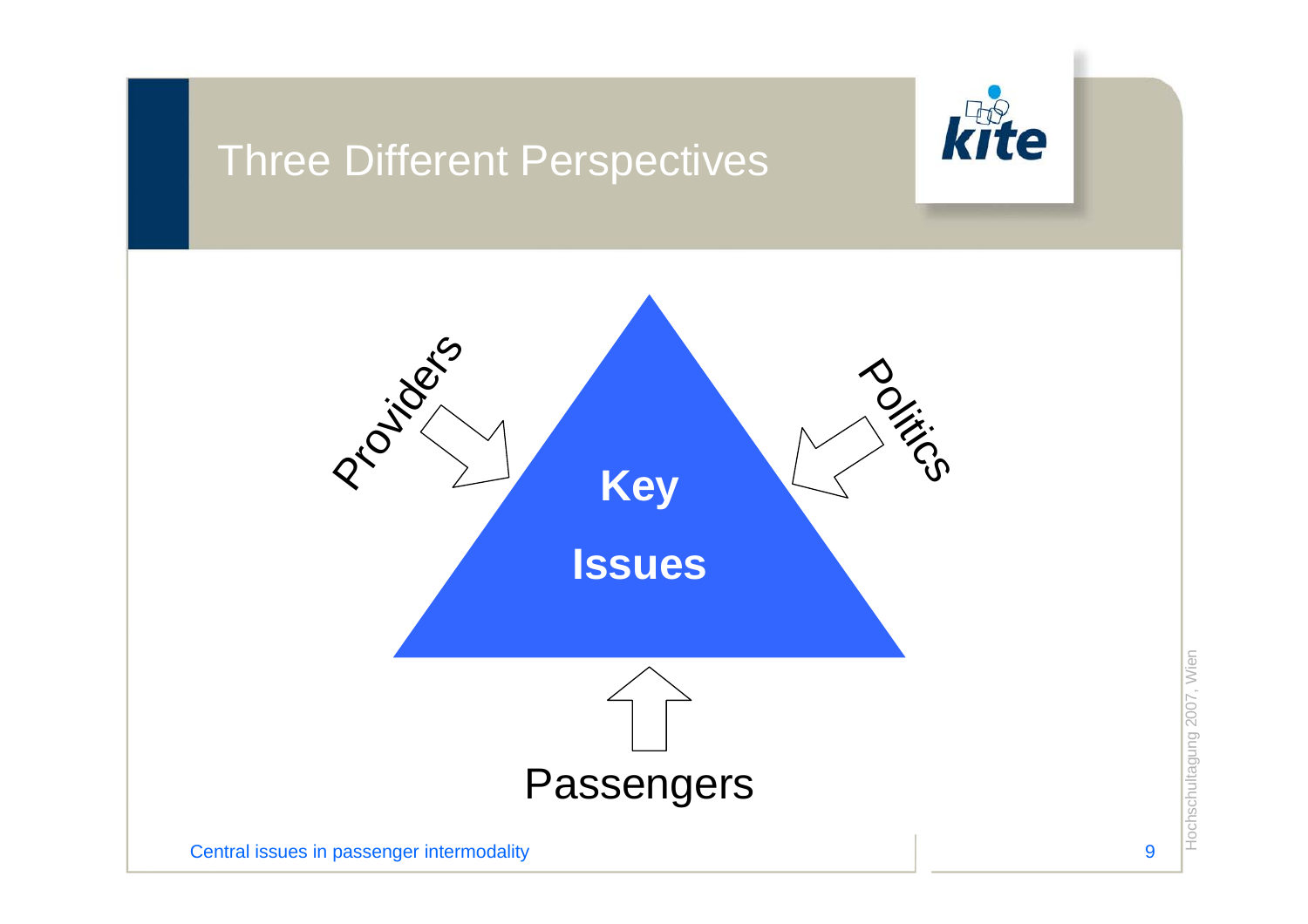# Three Different Perspectives

Providers

Politics

**Key**

**Issues**

Passengers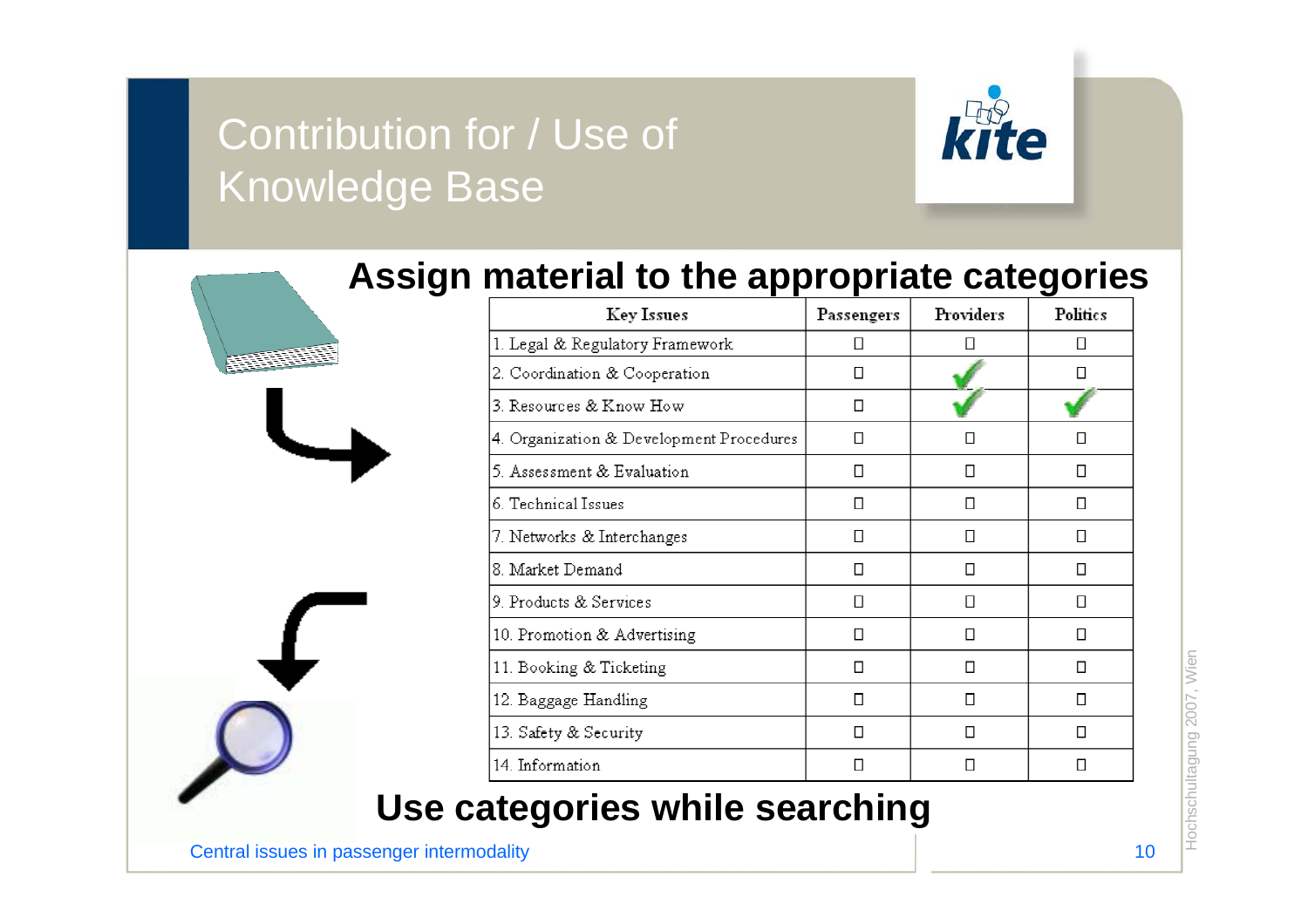# Contribution for / Use of Knowledge Base

## Assign material to the appropriate categories

| Key Issues | Passengers | Providers | Politics |
|---|---|---|---|
| 1. Legal & Regulatory Framework | ☐ | ☐ | ☐ |
| 2. Coordination & Cooperation | ☐ | ✔ | ☐ |
| 3. Resources & Know How | ☐ | ✔ | ✔ |
| 4. Organization & Development Procedures | ☐ | ☐ | ☐ |
| 5. Assessment & Evaluation | ☐ | ☐ | ☐ |
| 6. Technical Issues | ☐ | ☐ | ☐ |
| 7. Networks & Interchanges | ☐ | ☐ | ☐ |
| 8. Market Demand | ☐ | ☐ | ☐ |
| 9. Products & Services | ☐ | ☐ | ☐ |
| 10. Promotion & Advertising | ☐ | ☐ | ☐ |
| 11. Booking & Ticketing | ☐ | ☐ | ☐ |
| 12. Baggage Handling | ☐ | ☐ | ☐ |
| 13. Safety & Security | ☐ | ☐ | ☐ |
| 14. Information | ☐ | ☐ | ☐ |

## Use categories while searching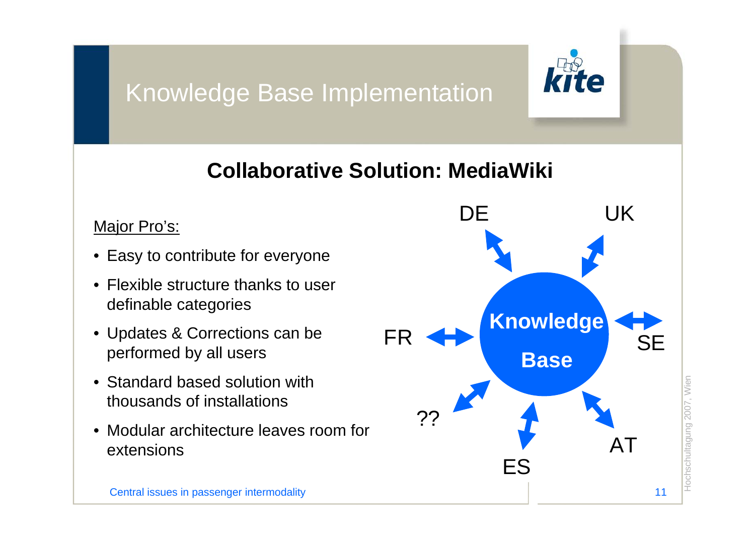# Knowledge Base Implementation

## Collaborative Solution: MediaWiki

Major Pro's:

- Easy to contribute for everyone
- Flexible structure thanks to user definable categories
- Updates & Corrections can be performed by all users
- Standard based solution with thousands of installations
- Modular architecture leaves room for extensions

**Knowledge Base**

DE, UK, SE, AT, ES, ??, FR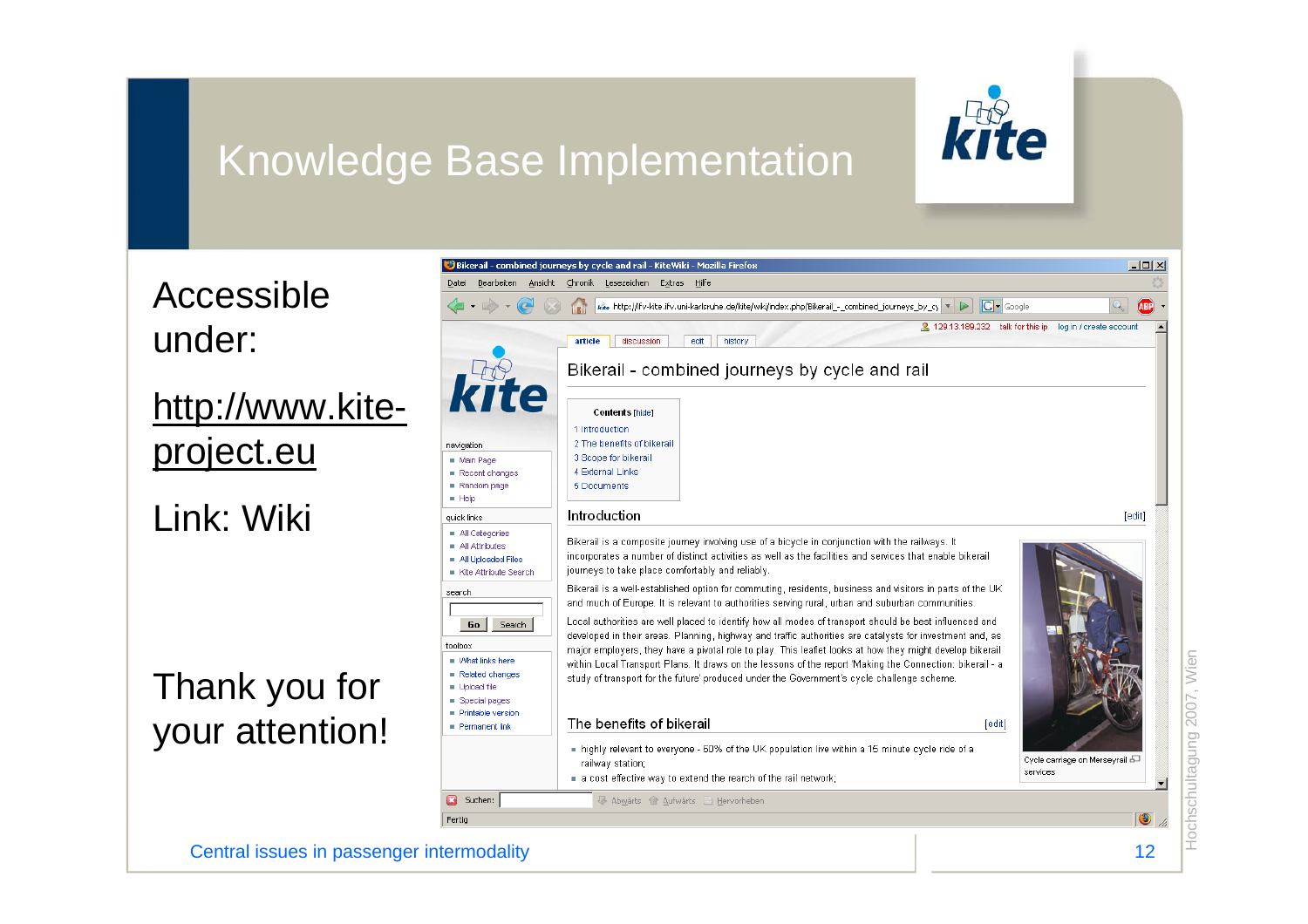# Knowledge Base Implementation

Accessible under:

http://www.kite-project.eu

Link: Wiki

Thank you for your attention!